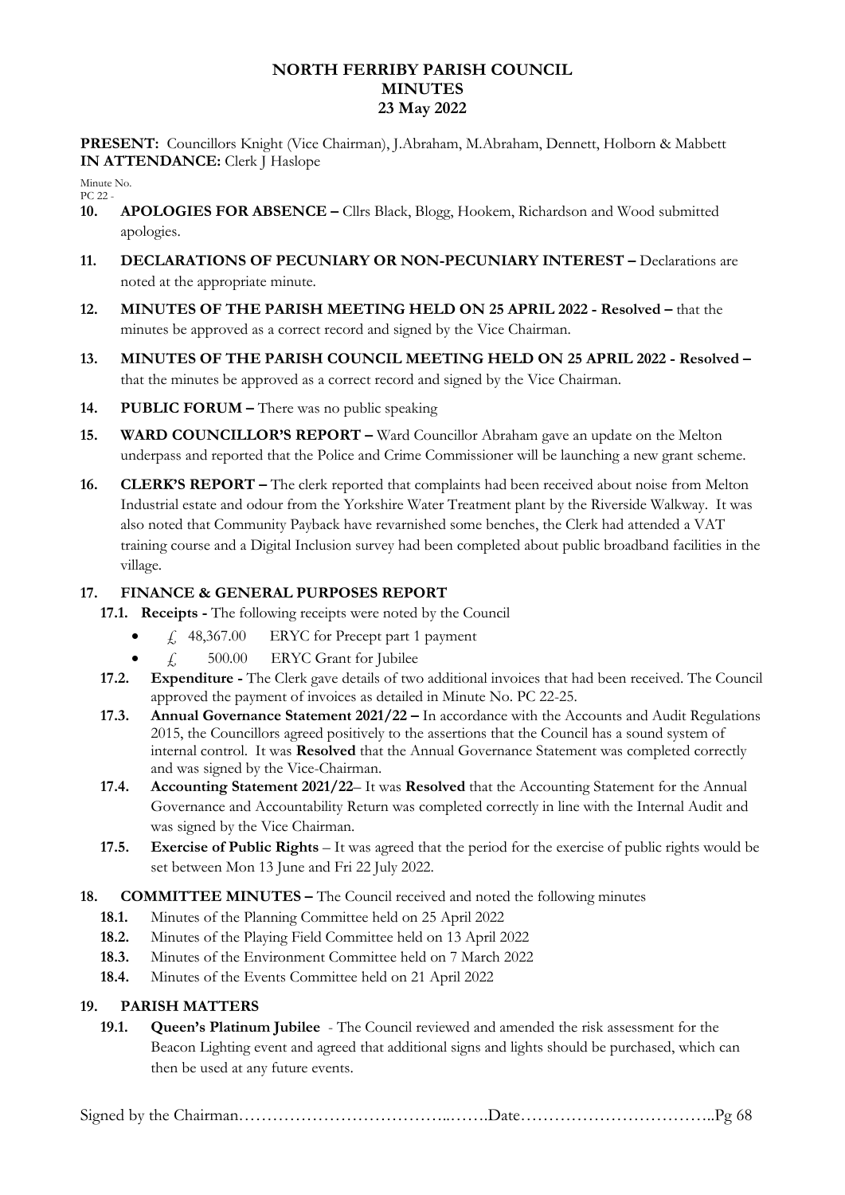# NORTH FERRIBY PARISH COUNCIL
# MINUTES
# 23 May 2022

**PRESENT:** Councillors Knight (Vice Chairman), J.Abraham, M.Abraham, Dennett, Holborn & Mabbett
**IN ATTENDANCE:** Clerk J Haslope

Minute No.
PC 22 -

**10. APOLOGIES FOR ABSENCE –** Cllrs Black, Blogg, Hookem, Richardson and Wood submitted apologies.

**11. DECLARATIONS OF PECUNIARY OR NON-PECUNIARY INTEREST –** Declarations are noted at the appropriate minute.

**12. MINUTES OF THE PARISH MEETING HELD ON 25 APRIL 2022 - Resolved –** that the minutes be approved as a correct record and signed by the Vice Chairman.

**13. MINUTES OF THE PARISH COUNCIL MEETING HELD ON 25 APRIL 2022 - Resolved –** that the minutes be approved as a correct record and signed by the Vice Chairman.

**14. PUBLIC FORUM –** There was no public speaking

**15. WARD COUNCILLOR'S REPORT –** Ward Councillor Abraham gave an update on the Melton underpass and reported that the Police and Crime Commissioner will be launching a new grant scheme.

**16. CLERK'S REPORT –** The clerk reported that complaints had been received about noise from Melton Industrial estate and odour from the Yorkshire Water Treatment plant by the Riverside Walkway. It was also noted that Community Payback have revarnished some benches, the Clerk had attended a VAT training course and a Digital Inclusion survey had been completed about public broadband facilities in the village.

**17. FINANCE & GENERAL PURPOSES REPORT**

**17.1. Receipts -** The following receipts were noted by the Council

- £ 48,367.00 ERYC for Precept part 1 payment
- £ 500.00 ERYC Grant for Jubilee

**17.2. Expenditure -** The Clerk gave details of two additional invoices that had been received. The Council approved the payment of invoices as detailed in Minute No. PC 22-25.

**17.3. Annual Governance Statement 2021/22 –** In accordance with the Accounts and Audit Regulations 2015, the Councillors agreed positively to the assertions that the Council has a sound system of internal control. It was **Resolved** that the Annual Governance Statement was completed correctly and was signed by the Vice-Chairman.

**17.4. Accounting Statement 2021/22**– It was **Resolved** that the Accounting Statement for the Annual Governance and Accountability Return was completed correctly in line with the Internal Audit and was signed by the Vice Chairman.

**17.5. Exercise of Public Rights** – It was agreed that the period for the exercise of public rights would be set between Mon 13 June and Fri 22 July 2022.

**18. COMMITTEE MINUTES –** The Council received and noted the following minutes

**18.1.** Minutes of the Planning Committee held on 25 April 2022
**18.2.** Minutes of the Playing Field Committee held on 13 April 2022
**18.3.** Minutes of the Environment Committee held on 7 March 2022
**18.4.** Minutes of the Events Committee held on 21 April 2022

**19. PARISH MATTERS**

**19.1. Queen's Platinum Jubilee** - The Council reviewed and amended the risk assessment for the Beacon Lighting event and agreed that additional signs and lights should be purchased, which can then be used at any future events.

Signed by the Chairman………………………………..…….Date……………………………..Pg 68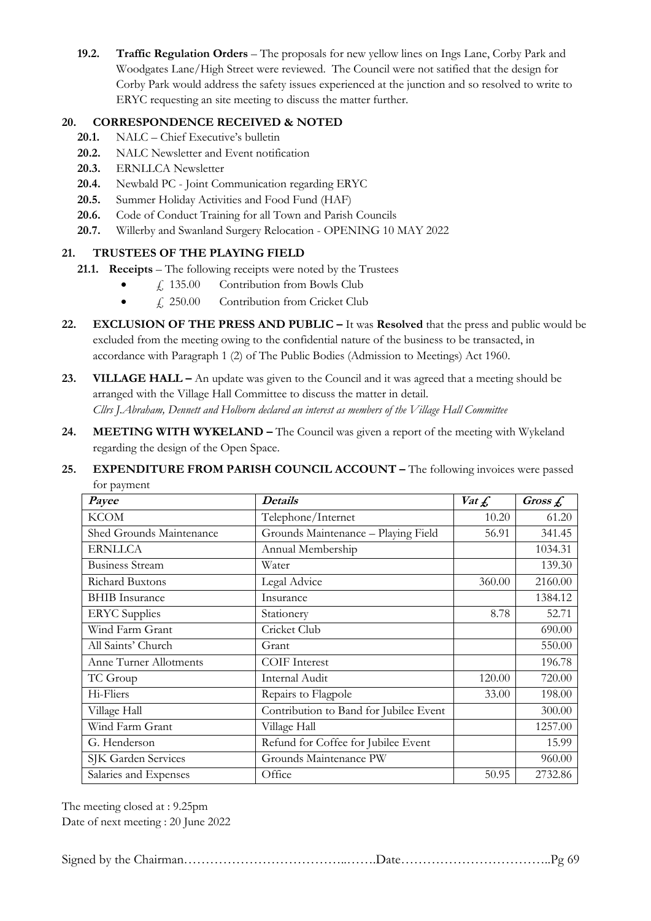**19.2. Traffic Regulation Orders** – The proposals for new yellow lines on Ings Lane, Corby Park and Woodgates Lane/High Street were reviewed. The Council were not satified that the design for Corby Park would address the safety issues experienced at the junction and so resolved to write to ERYC requesting an site meeting to discuss the matter further.

## 20. CORRESPONDENCE RECEIVED & NOTED

- **20.1.** NALC – Chief Executive's bulletin
- **20.2.** NALC Newsletter and Event notification
- **20.3.** ERNLLCA Newsletter
- **20.4.** Newbald PC - Joint Communication regarding ERYC
- **20.5.** Summer Holiday Activities and Food Fund (HAF)
- **20.6.** Code of Conduct Training for all Town and Parish Councils
- **20.7.** Willerby and Swanland Surgery Relocation - OPENING 10 MAY 2022

## 21. TRUSTEES OF THE PLAYING FIELD

**21.1. Receipts** – The following receipts were noted by the Trustees

- £ 135.00 Contribution from Bowls Club
- £ 250.00 Contribution from Cricket Club

**22. EXCLUSION OF THE PRESS AND PUBLIC –** It was **Resolved** that the press and public would be excluded from the meeting owing to the confidential nature of the business to be transacted, in accordance with Paragraph 1 (2) of The Public Bodies (Admission to Meetings) Act 1960.

**23. VILLAGE HALL –** An update was given to the Council and it was agreed that a meeting should be arranged with the Village Hall Committee to discuss the matter in detail.
*Cllrs J.Abraham, Dennett and Holborn declared an interest as members of the Village Hall Committee*

**24. MEETING WITH WYKELAND –** The Council was given a report of the meeting with Wykeland regarding the design of the Open Space.

**25. EXPENDITURE FROM PARISH COUNCIL ACCOUNT –** The following invoices were passed for payment

| *Payee* | *Details* | *Vat £* | *Gross £* |
|---|---|---|---|
| KCOM | Telephone/Internet | 10.20 | 61.20 |
| Shed Grounds Maintenance | Grounds Maintenance – Playing Field | 56.91 | 341.45 |
| ERNLLCA | Annual Membership | | 1034.31 |
| Business Stream | Water | | 139.30 |
| Richard Buxtons | Legal Advice | 360.00 | 2160.00 |
| BHIB Insurance | Insurance | | 1384.12 |
| ERYC Supplies | Stationery | 8.78 | 52.71 |
| Wind Farm Grant | Cricket Club | | 690.00 |
| All Saints' Church | Grant | | 550.00 |
| Anne Turner Allotments | COIF Interest | | 196.78 |
| TC Group | Internal Audit | 120.00 | 720.00 |
| Hi-Fliers | Repairs to Flagpole | 33.00 | 198.00 |
| Village Hall | Contribution to Band for Jubilee Event | | 300.00 |
| Wind Farm Grant | Village Hall | | 1257.00 |
| G. Henderson | Refund for Coffee for Jubilee Event | | 15.99 |
| SJK Garden Services | Grounds Maintenance PW | | 960.00 |
| Salaries and Expenses | Office | 50.95 | 2732.86 |

The meeting closed at : 9.25pm
Date of next meeting : 20 June 2022

Signed by the Chairman………………………………..…….Date……………………………..Pg 69